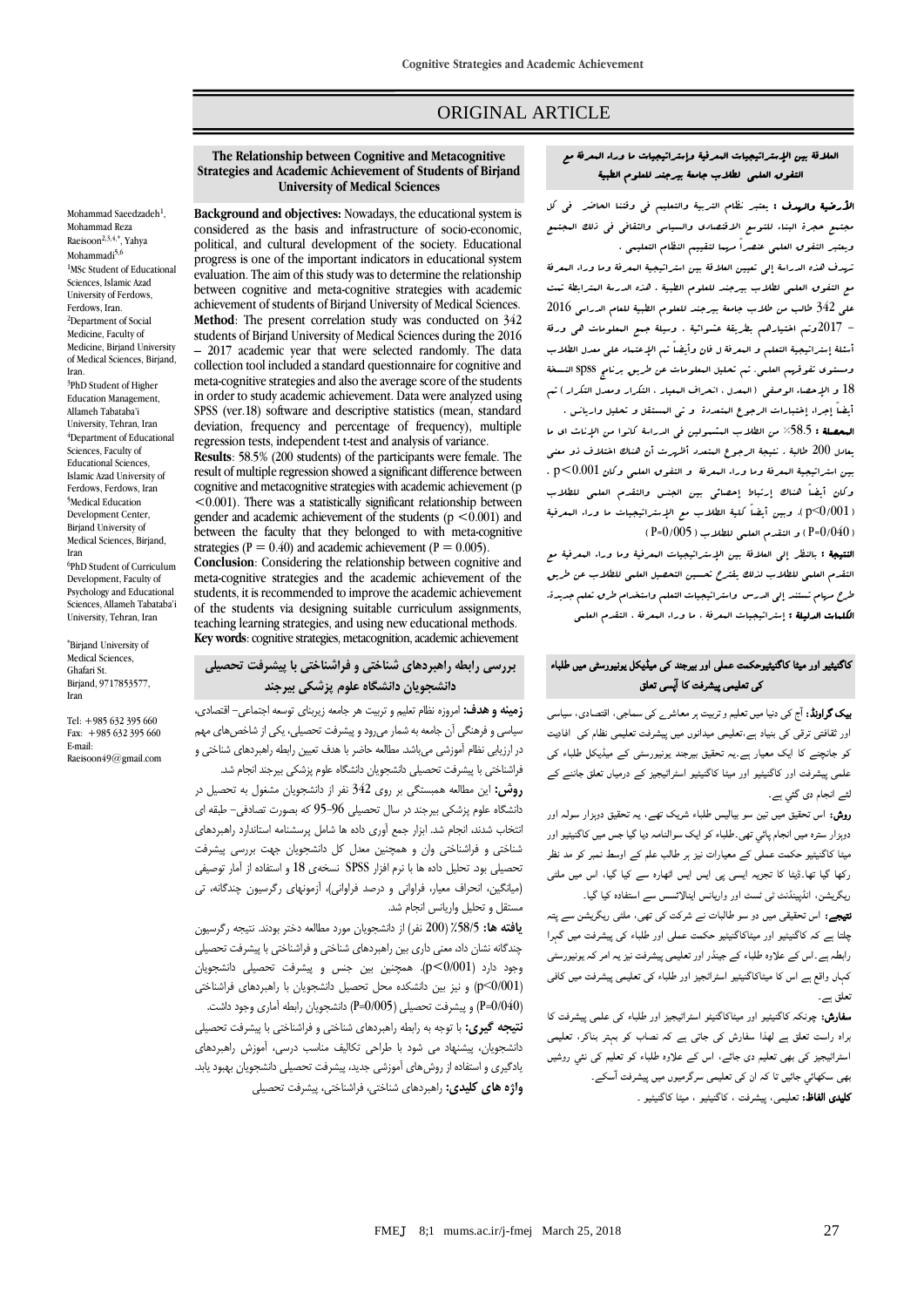# ORIGINAL ARTICLE

## The Relationship between Cognitive and Metacognitive Strategies and Academic Achievement of Students of Birjand University of Medical Sciences

Mohammad Saeedzadeh[1], Mohammad Reza Raeisoon[2,3,4,*], Yahya Mohammadi[5,6]

[1]MSc Student of Educational Sciences, Islamic Azad University of Ferdows, Ferdows, Iran.
[2]Department of Social Medicine, Faculty of Medicine, Birjand University of Medical Sciences, Birjand, Iran.
[3]PhD Student of Higher Education Management, Allameh Tabataba'i University, Tehran, Iran
[4]Department of Educational Sciences, Faculty of Educational Sciences, Islamic Azad University of Ferdows, Ferdows, Iran
[5]Medical Education Development Center, Birjand University of Medical Sciences, Birjand, Iran
[6]PhD Student of Curriculum Development, Faculty of Psychology and Educational Sciences, Allameh Tabataba'i University, Tehran, Iran

*Birjand University of Medical Sciences, Ghafari St. Birjand, 9717853577, Iran

Tel: +985 632 395 660
Fax: +985 632 395 660
E-mail: Raeisoon49@gmail.com

**Background and objectives:** Nowadays, the educational system is considered as the basis and infrastructure of socio-economic, political, and cultural development of the society. Educational progress is one of the important indicators in educational system evaluation. The aim of this study was to determine the relationship between cognitive and meta-cognitive strategies with academic achievement of students of Birjand University of Medical Sciences.
**Method**: The present correlation study was conducted on 342 students of Birjand University of Medical Sciences during the 2016 – 2017 academic year that were selected randomly. The data collection tool included a standard questionnaire for cognitive and meta-cognitive strategies and also the average score of the students in order to study academic achievement. Data were analyzed using SPSS (ver.18) software and descriptive statistics (mean, standard deviation, frequency and percentage of frequency), multiple regression tests, independent t-test and analysis of variance.
**Results**: 58.5% (200 students) of the participants were female. The result of multiple regression showed a significant difference between cognitive and metacognitive strategies with academic achievement ($p < 0.001$). There was a statistically significant relationship between gender and academic achievement of the students ($p < 0.001$) and between the faculty that they belonged to with meta-cognitive strategies ($P = 0.40$) and academic achievement ($P = 0.005$).
**Conclusion**: Considering the relationship between cognitive and meta-cognitive strategies and the academic achievement of the students, it is recommended to improve the academic achievement of the students via designing suitable curriculum assignments, teaching learning strategies, and using new educational methods.
**Key words**: cognitive strategies, metacognition, academic achievement

## العلاقة بين الإستراتيجيات المعرفية وإستراتيجيات ما وراء المعرفة مع التفوق العلمي لطلاب جامعة بيرجند للعلوم الطبية

**الأرضية والهدف :** يعتبر نظام التربية والتعليم في وقتنا الحاضر في كل مجتمع حجرة البناء للتوسع الاقتصادي والسياسي والثقافي في ذلك المجتمع ويعتبر التفوق العلمي عنصراً مهما لتقييم النظام التعليمي .
تهدف هذه الدراسة إلى تعيين العلاقة بين استراتيجية المعرفة وما وراء المعرفة مع التفوق العلمي لطلاب بيرجند للعلوم الطبية . هذه الدرسة المترابطة تمت على 342 طالب من طلاب جامعة بيرجند للعلوم الطبية للعام الدراسي 2016 – 2017وتم اختيارهم بطريقة عشوائية . وسيلة جمع المعلومات هي ورقة أسئلة إستراتيجية التعلم و المعرفة ل فان وأيضاً تم الإعتماد على معدل الطلاب ومستوى تفوقهم العلمي. تم تحليل المعلومات عن طريق برنامج spss النسخة 18 و الإحصاء الوصفي ( المعدل ، انحراف المعيار ، التكرار ومعدل التكرار ) تم أيضاً إجراء إختبارات الرجوع المتعددة و تي المستقل و تحليل واريانس .
**المحصلة :** 58.5٪ من الطلاب المشمولين في الدراسة كانوا من الإناث اي ما يعادل 200 طالبة . نتيجة الرجوع المتعدد أظهرت أن هناك اختلاف ذو معنى بين استراتيجية المعرفة وما وراء المعرفة و التفوق العلمي وكان p< 0.001 . وكان أيضاً هناك إرتباط إحصائي بين الجنس والتقدم العلمي للطلاب ( p<0/001 ). وبين أيضاً كلية الطلاب مع الإستراتيجيات ما وراء المعرفية ( P=0/040 ) و التقدم العلمي للطلاب ( P=0/005 )
**النتيجة :** بالنظر إلى العلاقة بين الإستراتيجيات المعرفية وما وراء المعرفية مع التقدم العلمي للطلاب لذلك يقترح تحسين التحصيل العلمي للطلاب عن طريق طرح مهام تستند إلى الدرس واستراتيجيات التعلم واستخدام طرق تعلم جديدة.
**الكلمات الدليلة :** إستراتيجيات المعرفة ، ما وراء المعرفة ، التقدم العلمي

## بررسی رابطه راهبردهای شناختی و فراشناختی با پیشرفت تحصیلی دانشجویان دانشگاه علوم پزشکی بیرجند

**زمینه و هدف:** امروزه نظام تعلیم و تربیت هر جامعه زیربنای توسعه اجتماعی- اقتصادی، سیاسی و فرهنگی آن جامعه به شمار می‌رود و پیشرفت تحصیلی، یکی از شاخص‌های مهم در ارزیابی نظام آموزشی می‌باشد. مطالعه حاضر با هدف تعیین رابطه راهبردهای شناختی و فراشناختی با پیشرفت تحصیلی دانشجویان دانشگاه علوم پزشکی بیرجند انجام شد.
**روش:** این مطالعه همبستگی بر روی 342 نفر از دانشجویان مشغول به تحصیل در دانشگاه علوم پزشکی بیرجند در سال تحصیلی 96-95 که بصورت تصادفی- طبقه ای انتخاب شدند، انجام شد. ابزار جمع آوری داده ها شامل پرسشنامه استاندارد راهبردهای شناختی و فراشناختی وان و همچنین معدل کل دانشجویان جهت بررسی پیشرفت تحصیلی بود تحلیل داده ها با نرم افزار SPSS نسخه‌ی 18 و استفاده از آمار توصیفی (میانگین، انحراف معیار، فراوانی و درصد فراوانی)، آزمونهای رگرسیون چندگانه، تی مستقل و تحلیل واریانس انجام شد.
**یافته ها:** 58/5٪ (200 نفر) از دانشجویان مورد مطالعه دختر بودند. نتیجه رگرسیون چندگانه نشان داد رابطه معنی داری بین راهبردهای شناختی و فراشناختی با پیشرفت تحصیلی وجود دارد (p<0/001). همچنین بین جنس و پیشرفت تحصیلی دانشجویان (p<0/001) و نیز بین دانشکده محل تحصیل دانشجویان با راهبردهای فراشناختی (P=0/040) و پیشرفت تحصیلی (P=0/005) دانشجویان رابطه آماری وجود داشت.
**نتیجه گیری:** با توجه به رابطه راهبردهای شناختی و فراشناختی با پیشرفت تحصیلی دانشجویان، پیشنهاد می شود با طراحی تکالیف مناسب درسی، آموزش راهبردهای یادگیری و استفاده از روش‌های آموزشی جدید، پیشرفت تحصیلی دانشجویان بهبود یابد.
**واژه های کلیدی:** راهبردهای شناختی، فراشناختی، پیشرفت تحصیلی

## کاگنیٹیو اور میٹا کاگنیٹیوحکمت عملی اور بیرجند کی میڈیکل یونیورسٹی میں طلباء کی تعلیمی پیشرفت کا آپسی تعلق

**بیک گراونڈ:** آج کی دنیا میں تعلیم و تربیت ہر معاشرے کی سماجی، اقتصادی، سیاسی اور ثقافتی ترقی کی بنیاد ہے.تعلیمی میدانوں میں پیشرفت تعلیمی نظام کی افادیت کو جانچنے کا ایک معیار ہے.یہ تحقیق بیرجند یونیورسٹی کے میڈیکل طلباء کی علمی پیشرفت اور کاگنیٹیو اور میٹا کاگنیٹیو اسٹراٹیجیز کے درمیان تعلق جاننے کے لئے انجام دی گئی ہے۔
**روش:** اس تحقیق میں تین سو بیالیس طلباء شریک تھے، یہ تحقیق دوہزار سولہ اور دوہزار سترہ میں انجام پائی تھی۔طلباء کو ایک سوالنامہ دیا گیا جس میں کاگنیٹیو اور میٹا کاگنیٹیو حکمت عملی کے معیارات نیز ہر طالب علم کے اوسط نمبر کو مد نظر رکھا گیا تھا۔ڈیٹا کا تجزیہ ایس پی ایس ایس اٹھارہ سے کیا گیا، اس میں ملٹی ریگریشن، انڈیپنڈنٹ ٹی ٹسٹ اور واریانس اینالائسس سے استفادہ کیا گیا۔
**نتیجے:** اس تحقیق میں دو سو طالبات نے شرکت کی تھی، ملٹی ریگریشن سے پتہ چلتا ہے کہ کاگنیٹیو اور میٹاکاگنیٹیو حکمت عملی اور طلباء کی پیشرفت میں گہرا رابطہ ہے۔اس کے علاوہ طلباء کے جینڈر اور تعلیمی پیشرفت نیز یہ امر کہ یونیورسٹی کہاں واقع ہے اس کا میٹاکاگنیٹیو اسٹراٹیجیز اور طلباء کی تعلیمی پیشرفت میں کافی تعلق ہے۔
**سفارش:** چونکہ کاگنیٹیو اور میٹاکاگنیٹیو اسٹراٹیجیز اور طلباء کی علمی پیشرفت کا براہ راست تعلق ہے لھذا سفارش کی جاتی ہے کہ نصاب کو بہتر بناکر، تعلیمی اسٹراٹیجیز کی بھی تعلیم دی جائے، اس کے علاوہ طلباء کو تعلیم کی نئي روشیں بھی سکھائي جائيں تا کہ ان کی تعلیمی سرگرمیوں میں پیشرفت آسکے۔
**کلیدی الفاظ:** تعلیمی، پیشرفت ، کاگنیٹیو ، میٹا کاگنیٹیو ۔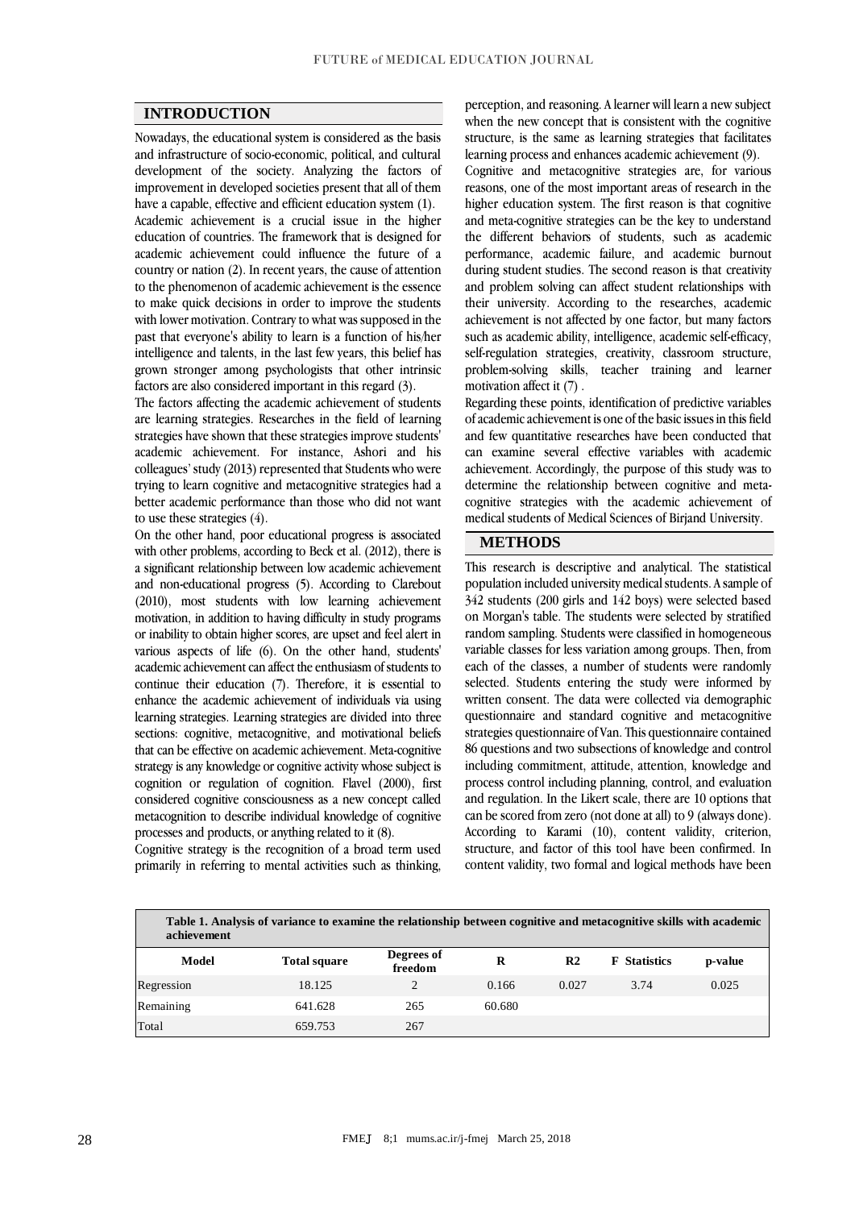## INTRODUCTION

Nowadays, the educational system is considered as the basis and infrastructure of socio-economic, political, and cultural development of the society. Analyzing the factors of improvement in developed societies present that all of them have a capable, effective and efficient education system (1).

Academic achievement is a crucial issue in the higher education of countries. The framework that is designed for academic achievement could influence the future of a country or nation (2). In recent years, the cause of attention to the phenomenon of academic achievement is the essence to make quick decisions in order to improve the students with lower motivation. Contrary to what was supposed in the past that everyone's ability to learn is a function of his/her intelligence and talents, in the last few years, this belief has grown stronger among psychologists that other intrinsic factors are also considered important in this regard (3).

The factors affecting the academic achievement of students are learning strategies. Researches in the field of learning strategies have shown that these strategies improve students' academic achievement. For instance, Ashori and his colleagues' study (2013) represented that Students who were trying to learn cognitive and metacognitive strategies had a better academic performance than those who did not want to use these strategies (4).

On the other hand, poor educational progress is associated with other problems, according to Beck et al. (2012), there is a significant relationship between low academic achievement and non-educational progress (5). According to Clarebout (2010), most students with low learning achievement motivation, in addition to having difficulty in study programs or inability to obtain higher scores, are upset and feel alert in various aspects of life (6). On the other hand, students' academic achievement can affect the enthusiasm of students to continue their education (7). Therefore, it is essential to enhance the academic achievement of individuals via using learning strategies. Learning strategies are divided into three sections: cognitive, metacognitive, and motivational beliefs that can be effective on academic achievement. Meta-cognitive strategy is any knowledge or cognitive activity whose subject is cognition or regulation of cognition. Flavel (2000), first considered cognitive consciousness as a new concept called metacognition to describe individual knowledge of cognitive processes and products, or anything related to it (8).

Cognitive strategy is the recognition of a broad term used primarily in referring to mental activities such as thinking, perception, and reasoning. A learner will learn a new subject when the new concept that is consistent with the cognitive structure, is the same as learning strategies that facilitates learning process and enhances academic achievement (9).

Cognitive and metacognitive strategies are, for various reasons, one of the most important areas of research in the higher education system. The first reason is that cognitive and meta-cognitive strategies can be the key to understand the different behaviors of students, such as academic performance, academic failure, and academic burnout during student studies. The second reason is that creativity and problem solving can affect student relationships with their university. According to the researches, academic achievement is not affected by one factor, but many factors such as academic ability, intelligence, academic self-efficacy, self-regulation strategies, creativity, classroom structure, problem-solving skills, teacher training and learner motivation affect it (7) .

Regarding these points, identification of predictive variables of academic achievement is one of the basic issues in this field and few quantitative researches have been conducted that can examine several effective variables with academic achievement. Accordingly, the purpose of this study was to determine the relationship between cognitive and meta-cognitive strategies with the academic achievement of medical students of Medical Sciences of Birjand University.

## METHODS

This research is descriptive and analytical. The statistical population included university medical students. A sample of 342 students (200 girls and 142 boys) were selected based on Morgan's table. The students were selected by stratified random sampling. Students were classified in homogeneous variable classes for less variation among groups. Then, from each of the classes, a number of students were randomly selected. Students entering the study were informed by written consent. The data were collected via demographic questionnaire and standard cognitive and metacognitive strategies questionnaire of Van. This questionnaire contained 86 questions and two subsections of knowledge and control including commitment, attitude, attention, knowledge and process control including planning, control, and evaluation and regulation. In the Likert scale, there are 10 options that can be scored from zero (not done at all) to 9 (always done). According to Karami (10), content validity, criterion, structure, and factor of this tool have been confirmed. In content validity, two formal and logical methods have been

**Table 1. Analysis of variance to examine the relationship between cognitive and metacognitive skills with academic achievement**

| Model | Total square | Degrees of freedom | R | R2 | F Statistics | p-value |
|---|---|---|---|---|---|---|
| Regression | 18.125 | 2 | 0.166 | 0.027 | 3.74 | 0.025 |
| Remaining | 641.628 | 265 | 60.680 | | | |
| Total | 659.753 | 267 | | | | |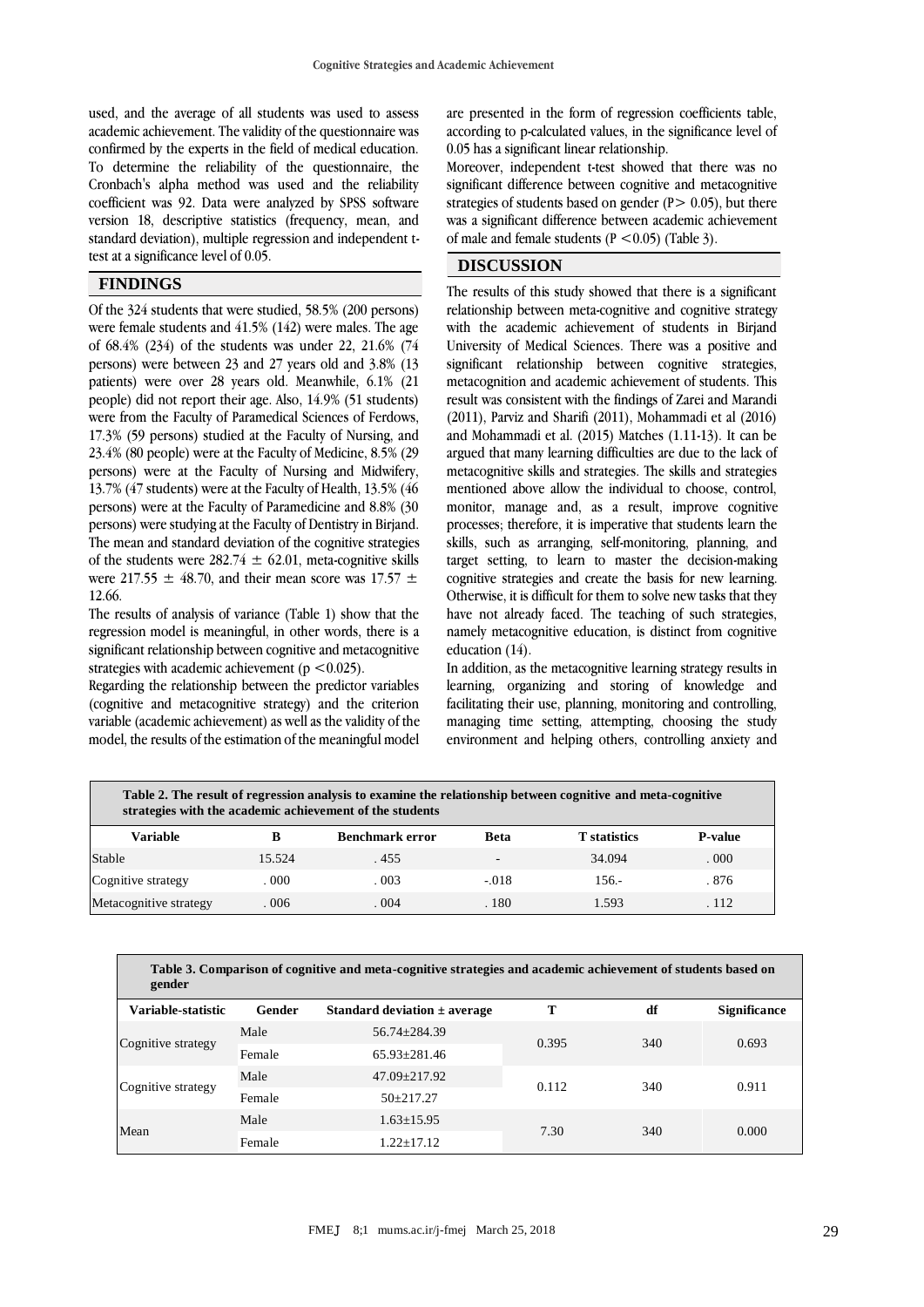used, and the average of all students was used to assess academic achievement. The validity of the questionnaire was confirmed by the experts in the field of medical education. To determine the reliability of the questionnaire, the Cronbach's alpha method was used and the reliability coefficient was 92. Data were analyzed by SPSS software version 18, descriptive statistics (frequency, mean, and standard deviation), multiple regression and independent t-test at a significance level of 0.05.

## FINDINGS

Of the 324 students that were studied, 58.5% (200 persons) were female students and 41.5% (142) were males. The age of 68.4% (234) of the students was under 22, 21.6% (74 persons) were between 23 and 27 years old and 3.8% (13 patients) were over 28 years old. Meanwhile, 6.1% (21 people) did not report their age. Also, 14.9% (51 students) were from the Faculty of Paramedical Sciences of Ferdows, 17.3% (59 persons) studied at the Faculty of Nursing, and 23.4% (80 people) were at the Faculty of Medicine, 8.5% (29 persons) were at the Faculty of Nursing and Midwifery, 13.7% (47 students) were at the Faculty of Health, 13.5% (46 persons) were at the Faculty of Paramedicine and 8.8% (30 persons) were studying at the Faculty of Dentistry in Birjand. The mean and standard deviation of the cognitive strategies of the students were 282.74 ± 62.01, meta-cognitive skills were 217.55 ± 48.70, and their mean score was 17.57 ± 12.66.

The results of analysis of variance (Table 1) show that the regression model is meaningful, in other words, there is a significant relationship between cognitive and metacognitive strategies with academic achievement ($p < 0.025$).

Regarding the relationship between the predictor variables (cognitive and metacognitive strategy) and the criterion variable (academic achievement) as well as the validity of the model, the results of the estimation of the meaningful model are presented in the form of regression coefficients table, according to p-calculated values, in the significance level of 0.05 has a significant linear relationship.

Moreover, independent t-test showed that there was no significant difference between cognitive and metacognitive strategies of students based on gender ($P > 0.05$), but there was a significant difference between academic achievement of male and female students ($P < 0.05$) (Table 3).

## DISCUSSION

The results of this study showed that there is a significant relationship between meta-cognitive and cognitive strategy with the academic achievement of students in Birjand University of Medical Sciences. There was a positive and significant relationship between cognitive strategies, metacognition and academic achievement of students. This result was consistent with the findings of Zarei and Marandi (2011), Parviz and Sharifi (2011), Mohammadi et al (2016) and Mohammadi et al. (2015) Matches (1.11-13). It can be argued that many learning difficulties are due to the lack of metacognitive skills and strategies. The skills and strategies mentioned above allow the individual to choose, control, monitor, manage and, as a result, improve cognitive processes; therefore, it is imperative that students learn the skills, such as arranging, self-monitoring, planning, and target setting, to learn to master the decision-making cognitive strategies and create the basis for new learning. Otherwise, it is difficult for them to solve new tasks that they have not already faced. The teaching of such strategies, namely metacognitive education, is distinct from cognitive education (14).

In addition, as the metacognitive learning strategy results in learning, organizing and storing of knowledge and facilitating their use, planning, monitoring and controlling, managing time setting, attempting, choosing the study environment and helping others, controlling anxiety and

**Table 2. The result of regression analysis to examine the relationship between cognitive and meta-cognitive strategies with the academic achievement of the students**

| Variable | B | Benchmark error | Beta | T statistics | P-value |
|---|---|---|---|---|---|
| Stable | 15.524 | . 455 | - | 34.094 | . 000 |
| Cognitive strategy | . 000 | . 003 | -.018 | 156.- | . 876 |
| Metacognitive strategy | . 006 | . 004 | . 180 | 1.593 | . 112 |

**Table 3. Comparison of cognitive and meta-cognitive strategies and academic achievement of students based on gender**

| Variable-statistic | Gender | Standard deviation ± average | T | df | Significance |
|---|---|---|---|---|---|
| Cognitive strategy | Male | 56.74±284.39 | 0.395 | 340 | 0.693 |
| | Female | 65.93±281.46 | | | |
| Cognitive strategy | Male | 47.09±217.92 | 0.112 | 340 | 0.911 |
| | Female | 50±217.27 | | | |
| Mean | Male | 1.63±15.95 | 7.30 | 340 | 0.000 |
| | Female | 1.22±17.12 | | | |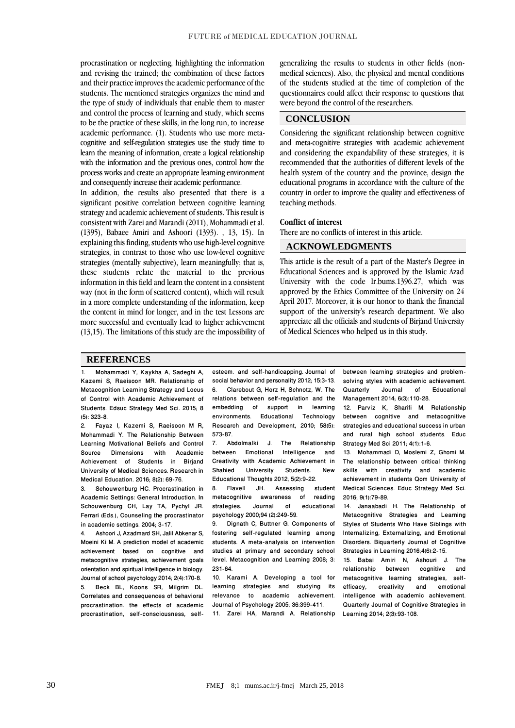procrastination or neglecting, highlighting the information and revising the trained; the combination of these factors and their practice improves the academic performance of the students. The mentioned strategies organizes the mind and the type of study of individuals that enable them to master and control the process of learning and study, which seems to be the practice of these skills, in the long run, to increase academic performance. (1). Students who use more meta-cognitive and self-regulation strategies use the study time to learn the meaning of information, create a logical relationship with the information and the previous ones, control how the process works and create an appropriate learning environment and consequently increase their academic performance.

In addition, the results also presented that there is a significant positive correlation between cognitive learning strategy and academic achievement of students. This result is consistent with Zarei and Marandi (2011), Mohammadi et al. (1395), Babaee Amiri and Ashoori (1393). , 13, 15). In explaining this finding, students who use high-level cognitive strategies, in contrast to those who use low-level cognitive strategies (mentally subjective), learn meaningfully; that is, these students relate the material to the previous information in this field and learn the content in a consistent way (not in the form of scattered content), which will result in a more complete understanding of the information, keep the content in mind for longer, and in the test Lessons are more successful and eventually lead to higher achievement (13,15). The limitations of this study are the impossibility of generalizing the results to students in other fields (non-medical sciences). Also, the physical and mental conditions of the students studied at the time of completion of the questionnaires could affect their response to questions that were beyond the control of the researchers.

## CONCLUSION

Considering the significant relationship between cognitive and meta-cognitive strategies with academic achievement and considering the expandability of these strategies, it is recommended that the authorities of different levels of the health system of the country and the province, design the educational programs in accordance with the culture of the country in order to improve the quality and effectiveness of teaching methods.

**Conflict of interest**

There are no conflicts of interest in this article.

## ACKNOWLEDGMENTS

This article is the result of a part of the Master's Degree in Educational Sciences and is approved by the Islamic Azad University with the code Ir.bums.1396.27, which was approved by the Ethics Committee of the University on 24 April 2017. Moreover, it is our honor to thank the financial support of the university's research department. We also appreciate all the officials and students of Birjand University of Medical Sciences who helped us in this study.

## REFERENCES

1. Mohammadi Y, Kaykha A, Sadeghi A, Kazemi S, Raeisoon MR. Relationship of Metacognition Learning Strategy and Locus of Control with Academic Achievement of Students. Edsuc Strategy Med Sci. 2015; 8 (5): 323-8.
2. Fayaz I, Kazemi S, Raeisoon M R, Mohammadi Y. The Relationship Between Learning Motivational Beliefs and Control Source Dimensions with Academic Achievement of Students in Birjand University of Medical Sciences. Research in Medical Education. 2016; 8(2): 69-76.
3. Schouwenburg HC. Procrastination in Academic Settings: General Introduction. In Schouwenburg CH, Lay TA, Pychyl JR. Ferrari (Eds.), Counseling the procrastinator in academic settings. 2004; 3-17.
4. Ashoori J, Azadmard SH, Jalil Abkenar S, Moeini Ki M. A prediction model of academic achievement based on cognitive and metacognitive strategies, achievement goals orientation and spiritual intelligence in biology. Journal of school psychology 2014; 2(4):170-8.
5. Beck BL, Koons SR, Milgrim DL. Correlates and consequences of behavioral procrastination. the effects of academic procrastination, self-consciousness, self-esteem. and self-handicapping. Journal of social behavior and personality 2012; 15:3-13.
6. Clarebout G, Horz H, Schnotz, W. The relations between self-regulation and the embedding of support in learning environments. Educational Technology Research and Development, 2010; 58(5): 573-87.
7. Abdolmalki J. The Relationship between Emotional Intelligence and Creativity with Academic Achievement in Shahied University Students. New Educational Thoughts 2012; 5(2):9-22.
8. Flavell JH. Assessing student metacognitive awareness of reading strategies. Journal of educational psychology 2000;94 (2):249-59.
9. Dignath C, Buttner G. Components of fostering self-regulated learning among students. A meta-analysis on intervention studies at primary and secondary school level. Metacognition and Learning 2008; 3: 231-64.
10. Karami A. Developing a tool for learning strategies and studying its relevance to academic achievement. Journal of Psychology 2005; 36:399-411.
11. Zarei HA, Marandi A. Relationship between learning strategies and problem-solving styles with academic achievement. Quarterly Journal of Educational Management 2014; 6(3):110-28.
12. Parviz K, Sharifi M. Relationship between cognitive and metacognitive strategies and educational success in urban and rural high school students. Educ Strategy Med Sci 2011; 4(1):1-6.
13. Mohammadi D, Moslemi Z, Ghomi M. The relationship between critical thinking skills with creativity and academic achievement in students Qom University of Medical Sciences. Educ Strategy Med Sci. 2016; 9(1):79-89.
14. Janaabadi H. The Relationship of Metacognitive Strategies and Learning Styles of Students Who Have Siblings with Internalizing, Externalizing, and Emotional Disorders. Biquarterly Journal of Cognitive Strategies in Learning 2016;4(6):2-15.
15. Babai Amiri N, Ashouri J. The relationship between cognitive and metacognitive learning strategies, self-efficacy, creativity and emotional intelligence with academic achievement. Quarterly Journal of Cognitive Strategies in Learning 2014; 2(3):93-108.